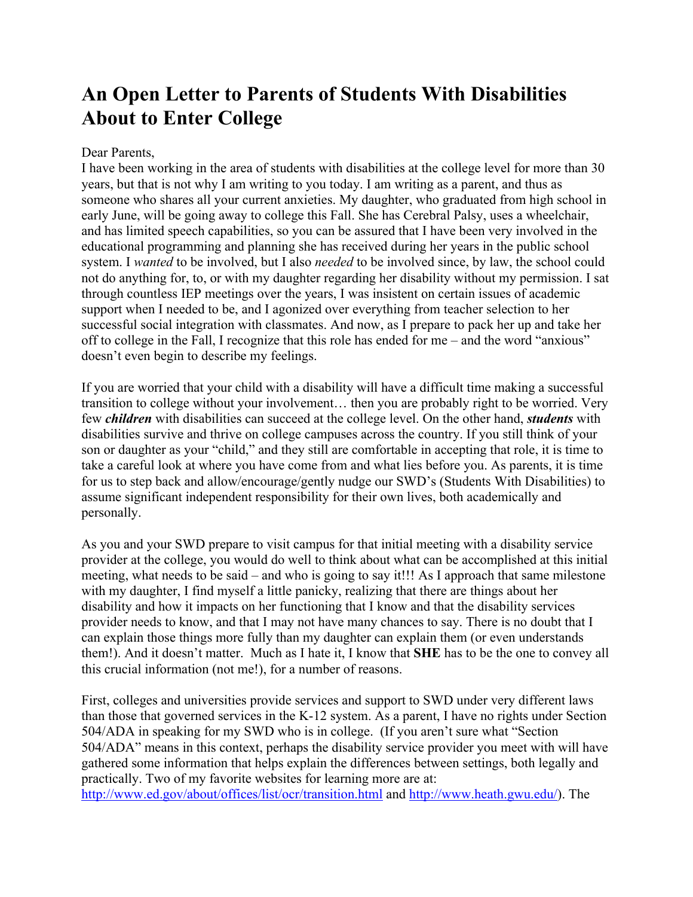# An Open Letter to Parents of Students With Disabilities About to Enter College

Dear Parents,
I have been working in the area of students with disabilities at the college level for more than 30 years, but that is not why I am writing to you today. I am writing as a parent, and thus as someone who shares all your current anxieties. My daughter, who graduated from high school in early June, will be going away to college this Fall. She has Cerebral Palsy, uses a wheelchair, and has limited speech capabilities, so you can be assured that I have been very involved in the educational programming and planning she has received during her years in the public school system. I *wanted* to be involved, but I also *needed* to be involved since, by law, the school could not do anything for, to, or with my daughter regarding her disability without my permission. I sat through countless IEP meetings over the years, I was insistent on certain issues of academic support when I needed to be, and I agonized over everything from teacher selection to her successful social integration with classmates. And now, as I prepare to pack her up and take her off to college in the Fall, I recognize that this role has ended for me – and the word "anxious" doesn't even begin to describe my feelings.

If you are worried that your child with a disability will have a difficult time making a successful transition to college without your involvement… then you are probably right to be worried. Very few ***children*** with disabilities can succeed at the college level. On the other hand, ***students*** with disabilities survive and thrive on college campuses across the country. If you still think of your son or daughter as your "child," and they still are comfortable in accepting that role, it is time to take a careful look at where you have come from and what lies before you. As parents, it is time for us to step back and allow/encourage/gently nudge our SWD's (Students With Disabilities) to assume significant independent responsibility for their own lives, both academically and personally.

As you and your SWD prepare to visit campus for that initial meeting with a disability service provider at the college, you would do well to think about what can be accomplished at this initial meeting, what needs to be said – and who is going to say it!!! As I approach that same milestone with my daughter, I find myself a little panicky, realizing that there are things about her disability and how it impacts on her functioning that I know and that the disability services provider needs to know, and that I may not have many chances to say. There is no doubt that I can explain those things more fully than my daughter can explain them (or even understands them!). And it doesn't matter. Much as I hate it, I know that **SHE** has to be the one to convey all this crucial information (not me!), for a number of reasons.

First, colleges and universities provide services and support to SWD under very different laws than those that governed services in the K-12 system. As a parent, I have no rights under Section 504/ADA in speaking for my SWD who is in college. (If you aren't sure what "Section 504/ADA" means in this context, perhaps the disability service provider you meet with will have gathered some information that helps explain the differences between settings, both legally and practically. Two of my favorite websites for learning more are at: http://www.ed.gov/about/offices/list/ocr/transition.html and http://www.heath.gwu.edu/). The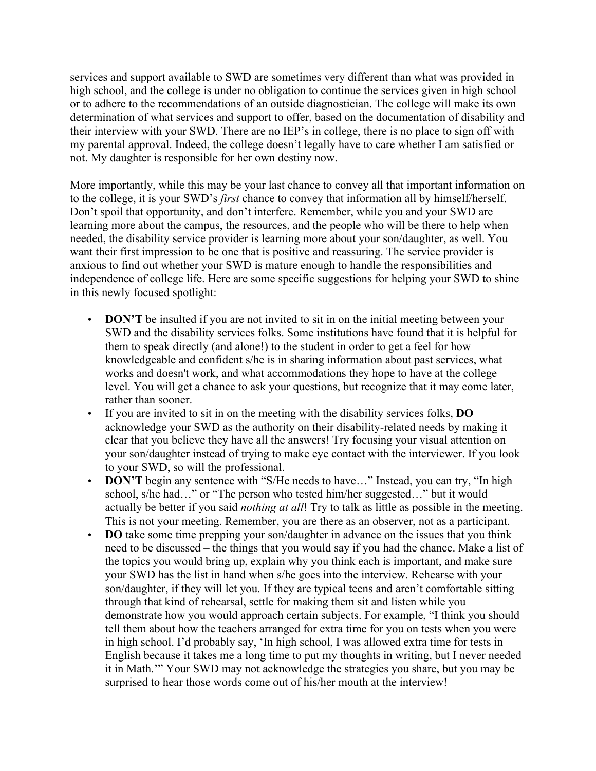services and support available to SWD are sometimes very different than what was provided in high school, and the college is under no obligation to continue the services given in high school or to adhere to the recommendations of an outside diagnostician. The college will make its own determination of what services and support to offer, based on the documentation of disability and their interview with your SWD. There are no IEP's in college, there is no place to sign off with my parental approval. Indeed, the college doesn't legally have to care whether I am satisfied or not. My daughter is responsible for her own destiny now.

More importantly, while this may be your last chance to convey all that important information on to the college, it is your SWD's *first* chance to convey that information all by himself/herself. Don't spoil that opportunity, and don't interfere. Remember, while you and your SWD are learning more about the campus, the resources, and the people who will be there to help when needed, the disability service provider is learning more about your son/daughter, as well. You want their first impression to be one that is positive and reassuring. The service provider is anxious to find out whether your SWD is mature enough to handle the responsibilities and independence of college life. Here are some specific suggestions for helping your SWD to shine in this newly focused spotlight:

- **DON'T** be insulted if you are not invited to sit in on the initial meeting between your SWD and the disability services folks. Some institutions have found that it is helpful for them to speak directly (and alone!) to the student in order to get a feel for how knowledgeable and confident s/he is in sharing information about past services, what works and doesn't work, and what accommodations they hope to have at the college level. You will get a chance to ask your questions, but recognize that it may come later, rather than sooner.
- If you are invited to sit in on the meeting with the disability services folks, **DO** acknowledge your SWD as the authority on their disability-related needs by making it clear that you believe they have all the answers! Try focusing your visual attention on your son/daughter instead of trying to make eye contact with the interviewer. If you look to your SWD, so will the professional.
- **DON'T** begin any sentence with "S/He needs to have…" Instead, you can try, "In high school, s/he had…" or "The person who tested him/her suggested…" but it would actually be better if you said *nothing at all*! Try to talk as little as possible in the meeting. This is not your meeting. Remember, you are there as an observer, not as a participant.
- **DO** take some time prepping your son/daughter in advance on the issues that you think need to be discussed – the things that you would say if you had the chance. Make a list of the topics you would bring up, explain why you think each is important, and make sure your SWD has the list in hand when s/he goes into the interview. Rehearse with your son/daughter, if they will let you. If they are typical teens and aren't comfortable sitting through that kind of rehearsal, settle for making them sit and listen while you demonstrate how you would approach certain subjects. For example, "I think you should tell them about how the teachers arranged for extra time for you on tests when you were in high school. I'd probably say, 'In high school, I was allowed extra time for tests in English because it takes me a long time to put my thoughts in writing, but I never needed it in Math.'" Your SWD may not acknowledge the strategies you share, but you may be surprised to hear those words come out of his/her mouth at the interview!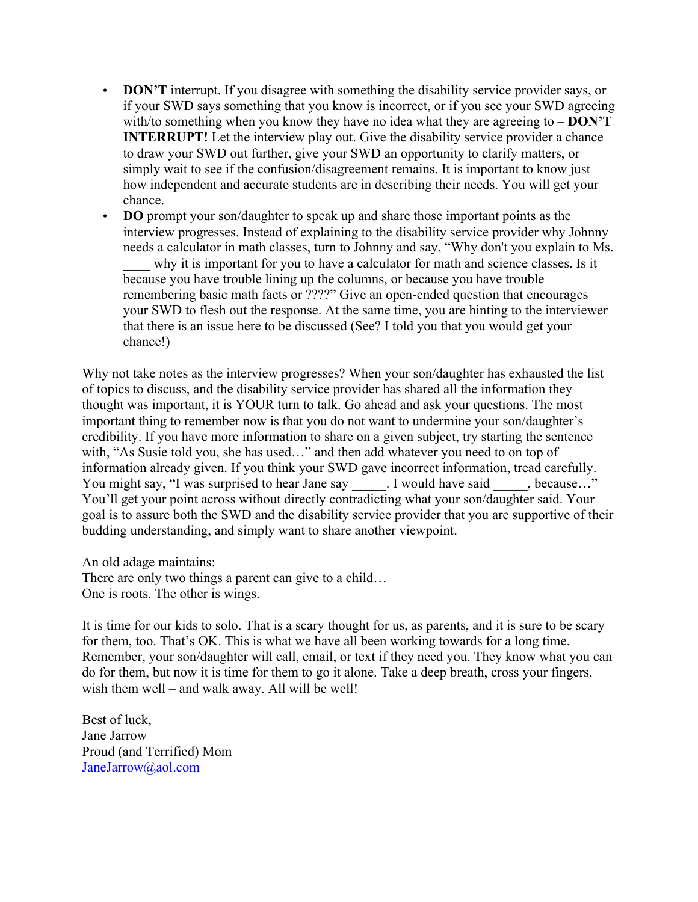- **DON'T** interrupt. If you disagree with something the disability service provider says, or if your SWD says something that you know is incorrect, or if you see your SWD agreeing with/to something when you know they have no idea what they are agreeing to – **DON'T INTERRUPT!** Let the interview play out. Give the disability service provider a chance to draw your SWD out further, give your SWD an opportunity to clarify matters, or simply wait to see if the confusion/disagreement remains. It is important to know just how independent and accurate students are in describing their needs. You will get your chance.
- **DO** prompt your son/daughter to speak up and share those important points as the interview progresses. Instead of explaining to the disability service provider why Johnny needs a calculator in math classes, turn to Johnny and say, "Why don't you explain to Ms. ____ why it is important for you to have a calculator for math and science classes. Is it because you have trouble lining up the columns, or because you have trouble remembering basic math facts or ????" Give an open-ended question that encourages your SWD to flesh out the response. At the same time, you are hinting to the interviewer that there is an issue here to be discussed (See? I told you that you would get your chance!)

Why not take notes as the interview progresses? When your son/daughter has exhausted the list of topics to discuss, and the disability service provider has shared all the information they thought was important, it is YOUR turn to talk. Go ahead and ask your questions. The most important thing to remember now is that you do not want to undermine your son/daughter's credibility. If you have more information to share on a given subject, try starting the sentence with, "As Susie told you, she has used…" and then add whatever you need to on top of information already given. If you think your SWD gave incorrect information, tread carefully. You might say, "I was surprised to hear Jane say _____. I would have said _____, because…" You'll get your point across without directly contradicting what your son/daughter said. Your goal is to assure both the SWD and the disability service provider that you are supportive of their budding understanding, and simply want to share another viewpoint.

An old adage maintains:
There are only two things a parent can give to a child…
One is roots. The other is wings.

It is time for our kids to solo. That is a scary thought for us, as parents, and it is sure to be scary for them, too. That's OK. This is what we have all been working towards for a long time. Remember, your son/daughter will call, email, or text if they need you. They know what you can do for them, but now it is time for them to go it alone. Take a deep breath, cross your fingers, wish them well – and walk away. All will be well!

Best of luck,
Jane Jarrow
Proud (and Terrified) Mom
JaneJarrow@aol.com